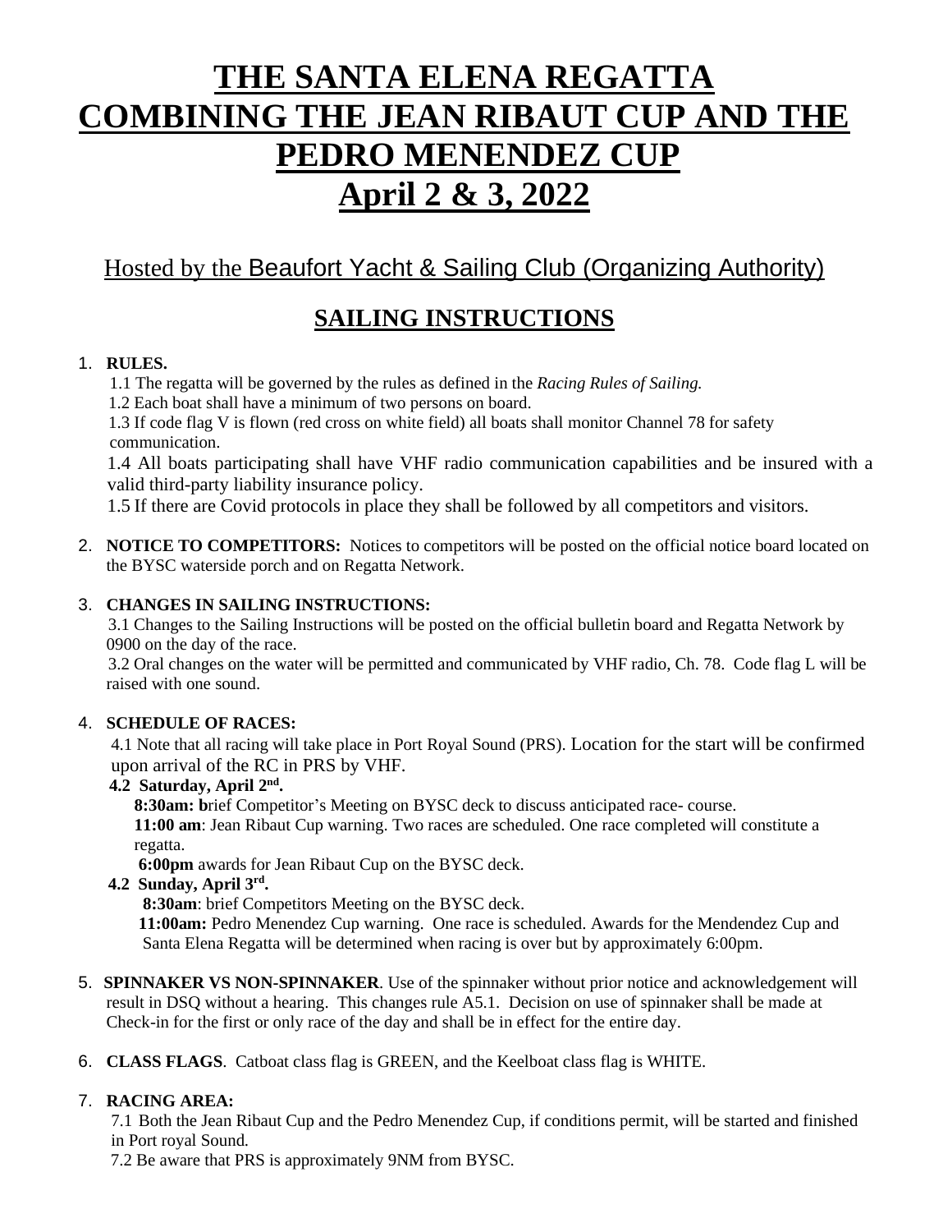# THE SANTA ELENA REGATTA COMBINING THE JEAN RIBAUT CUP AND THE PEDRO MENENDEZ CUP April 2 & 3, 2022

Hosted by the Beaufort Yacht & Sailing Club (Organizing Authority)

## SAILING INSTRUCTIONS

1. **RULES.**

   1.1 The regatta will be governed by the rules as defined in the *Racing Rules of Sailing.*

   1.2 Each boat shall have a minimum of two persons on board.

   1.3 If code flag V is flown (red cross on white field) all boats shall monitor Channel 78 for safety communication.

   1.4 All boats participating shall have VHF radio communication capabilities and be insured with a valid third-party liability insurance policy.

   1.5 If there are Covid protocols in place they shall be followed by all competitors and visitors.

2. **NOTICE TO COMPETITORS:** Notices to competitors will be posted on the official notice board located on the BYSC waterside porch and on Regatta Network.

3. **CHANGES IN SAILING INSTRUCTIONS:**

   3.1 Changes to the Sailing Instructions will be posted on the official bulletin board and Regatta Network by 0900 on the day of the race.

   3.2 Oral changes on the water will be permitted and communicated by VHF radio, Ch. 78. Code flag L will be raised with one sound.

4. **SCHEDULE OF RACES:**

   4.1 Note that all racing will take place in Port Royal Sound (PRS). Location for the start will be confirmed upon arrival of the RC in PRS by VHF.

   **4.2 Saturday, April 2nd.**

   **8:30am: b**rief Competitor's Meeting on BYSC deck to discuss anticipated race- course.

   **11:00 am**: Jean Ribaut Cup warning. Two races are scheduled. One race completed will constitute a regatta.

   **6:00pm** awards for Jean Ribaut Cup on the BYSC deck.

   **4.2 Sunday, April 3rd.**

   **8:30am**: brief Competitors Meeting on the BYSC deck.

   **11:00am:** Pedro Menendez Cup warning. One race is scheduled. Awards for the Mendendez Cup and Santa Elena Regatta will be determined when racing is over but by approximately 6:00pm.

5. **SPINNAKER VS NON-SPINNAKER**. Use of the spinnaker without prior notice and acknowledgement will result in DSQ without a hearing. This changes rule A5.1. Decision on use of spinnaker shall be made at Check-in for the first or only race of the day and shall be in effect for the entire day.

6. **CLASS FLAGS**. Catboat class flag is GREEN, and the Keelboat class flag is WHITE.

7. **RACING AREA:**

   7.1 Both the Jean Ribaut Cup and the Pedro Menendez Cup, if conditions permit, will be started and finished in Port royal Sound.

   7.2 Be aware that PRS is approximately 9NM from BYSC.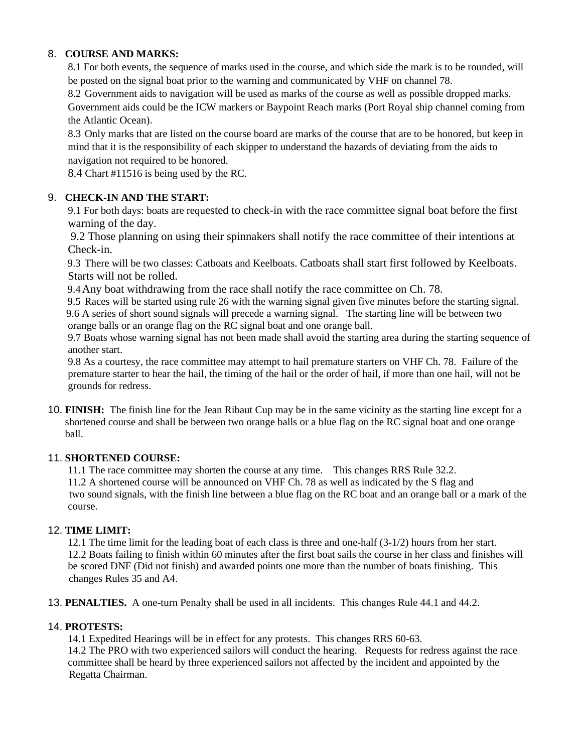## 8. COURSE AND MARKS:

8.1 For both events, the sequence of marks used in the course, and which side the mark is to be rounded, will be posted on the signal boat prior to the warning and communicated by VHF on channel 78.

8.2 Government aids to navigation will be used as marks of the course as well as possible dropped marks. Government aids could be the ICW markers or Baypoint Reach marks (Port Royal ship channel coming from the Atlantic Ocean).

8.3 Only marks that are listed on the course board are marks of the course that are to be honored, but keep in mind that it is the responsibility of each skipper to understand the hazards of deviating from the aids to navigation not required to be honored.

8.4 Chart #11516 is being used by the RC.

## 9. CHECK-IN AND THE START:

9.1 For both days: boats are requested to check-in with the race committee signal boat before the first warning of the day.

9.2 Those planning on using their spinnakers shall notify the race committee of their intentions at Check-in.

9.3 There will be two classes: Catboats and Keelboats. Catboats shall start first followed by Keelboats. Starts will not be rolled.

9.4 Any boat withdrawing from the race shall notify the race committee on Ch. 78.

9.5 Races will be started using rule 26 with the warning signal given five minutes before the starting signal.

9.6 A series of short sound signals will precede a warning signal. The starting line will be between two orange balls or an orange flag on the RC signal boat and one orange ball.

9.7 Boats whose warning signal has not been made shall avoid the starting area during the starting sequence of another start.

9.8 As a courtesy, the race committee may attempt to hail premature starters on VHF Ch. 78. Failure of the premature starter to hear the hail, the timing of the hail or the order of hail, if more than one hail, will not be grounds for redress.

## 10. FINISH:

The finish line for the Jean Ribaut Cup may be in the same vicinity as the starting line except for a shortened course and shall be between two orange balls or a blue flag on the RC signal boat and one orange ball.

## 11. SHORTENED COURSE:

11.1 The race committee may shorten the course at any time. This changes RRS Rule 32.2.

11.2 A shortened course will be announced on VHF Ch. 78 as well as indicated by the S flag and two sound signals, with the finish line between a blue flag on the RC boat and an orange ball or a mark of the course.

## 12. TIME LIMIT:

12.1 The time limit for the leading boat of each class is three and one-half (3-1/2) hours from her start.

12.2 Boats failing to finish within 60 minutes after the first boat sails the course in her class and finishes will be scored DNF (Did not finish) and awarded points one more than the number of boats finishing. This changes Rules 35 and A4.

## 13. PENALTIES.

A one-turn Penalty shall be used in all incidents. This changes Rule 44.1 and 44.2.

## 14. PROTESTS:

14.1 Expedited Hearings will be in effect for any protests. This changes RRS 60-63.

14.2 The PRO with two experienced sailors will conduct the hearing. Requests for redress against the race committee shall be heard by three experienced sailors not affected by the incident and appointed by the Regatta Chairman.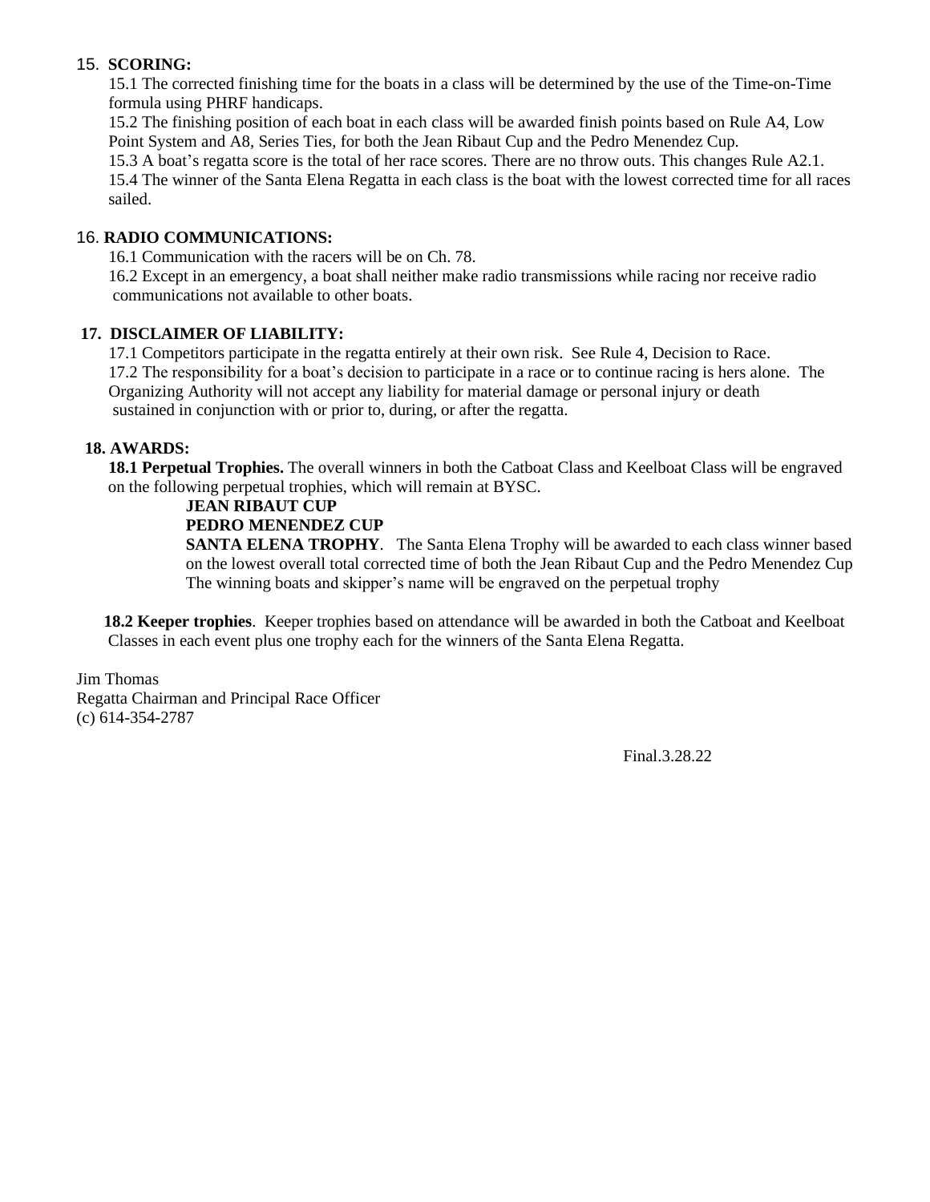## 15. SCORING:

15.1 The corrected finishing time for the boats in a class will be determined by the use of the Time-on-Time formula using PHRF handicaps.

15.2 The finishing position of each boat in each class will be awarded finish points based on Rule A4, Low Point System and A8, Series Ties, for both the Jean Ribaut Cup and the Pedro Menendez Cup.

15.3 A boat's regatta score is the total of her race scores. There are no throw outs. This changes Rule A2.1.

15.4 The winner of the Santa Elena Regatta in each class is the boat with the lowest corrected time for all races sailed.

## 16. RADIO COMMUNICATIONS:

16.1 Communication with the racers will be on Ch. 78.

16.2 Except in an emergency, a boat shall neither make radio transmissions while racing nor receive radio communications not available to other boats.

## 17. DISCLAIMER OF LIABILITY:

17.1 Competitors participate in the regatta entirely at their own risk. See Rule 4, Decision to Race.

17.2 The responsibility for a boat's decision to participate in a race or to continue racing is hers alone. The Organizing Authority will not accept any liability for material damage or personal injury or death sustained in conjunction with or prior to, during, or after the regatta.

## 18. AWARDS:

**18.1 Perpetual Trophies.** The overall winners in both the Catboat Class and Keelboat Class will be engraved on the following perpetual trophies, which will remain at BYSC.

**JEAN RIBAUT CUP**

**PEDRO MENENDEZ CUP**

**SANTA ELENA TROPHY**. The Santa Elena Trophy will be awarded to each class winner based on the lowest overall total corrected time of both the Jean Ribaut Cup and the Pedro Menendez Cup The winning boats and skipper's name will be engraved on the perpetual trophy

**18.2 Keeper trophies**. Keeper trophies based on attendance will be awarded in both the Catboat and Keelboat Classes in each event plus one trophy each for the winners of the Santa Elena Regatta.

Jim Thomas
Regatta Chairman and Principal Race Officer
(c) 614-354-2787

Final.3.28.22